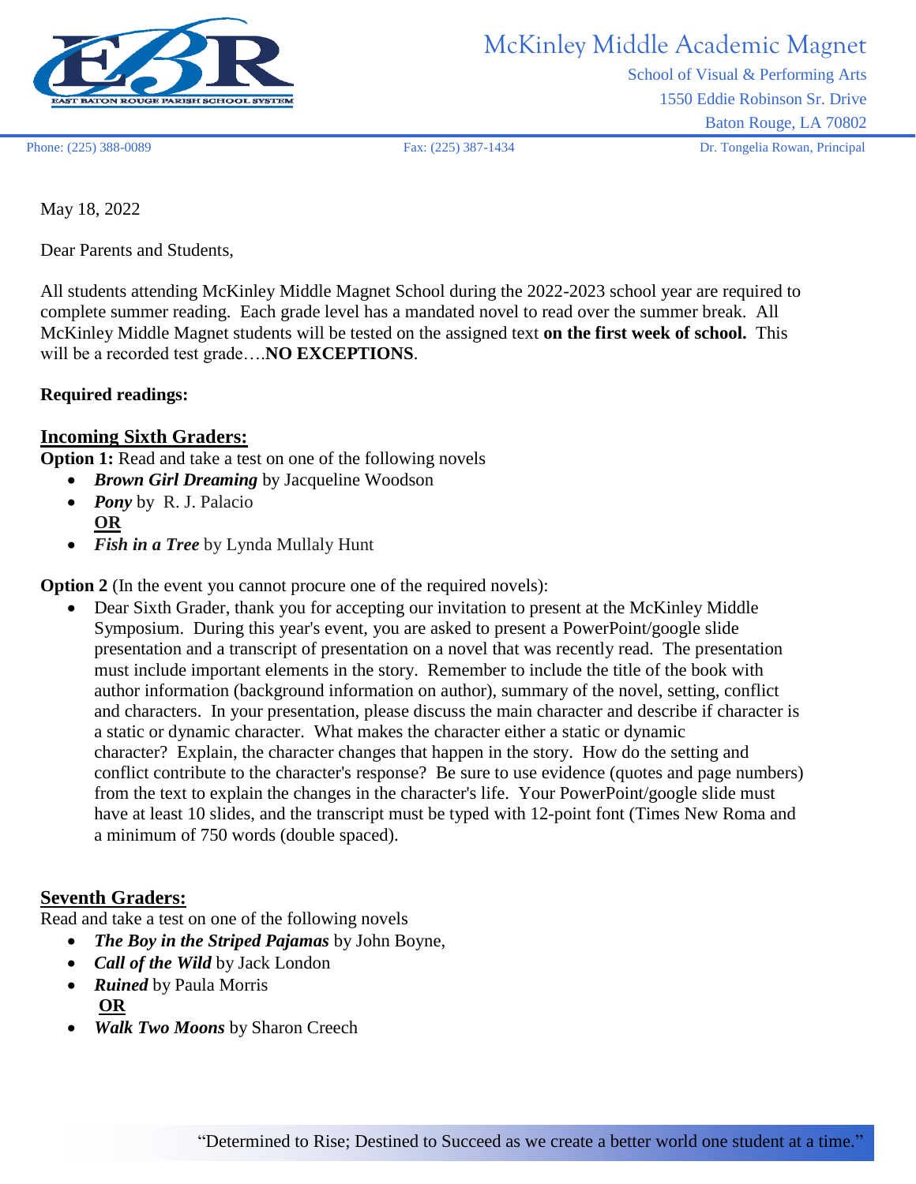McKinley Middle Academic Magnet

School of Visual & Performing Arts

1550 Eddie Robinson Sr. Drive

Baton Rouge, LA 70802

Phone: (225) 388-0089 Fax: (225) 387-1434 Dr. Tongelia Rowan, Principal

May 18, 2022

Dear Parents and Students,

All students attending McKinley Middle Magnet School during the 2022-2023 school year are required to complete summer reading. Each grade level has a mandated novel to read over the summer break. All McKinley Middle Magnet students will be tested on the assigned text **on the first week of school.** This will be a recorded test grade….**NO EXCEPTIONS**.

**Required readings:**

## Incoming Sixth Graders:

**Option 1:** Read and take a test on one of the following novels

- ***Brown Girl Dreaming*** by Jacqueline Woodson
- ***Pony*** by R. J. Palacio

  **OR**
- ***Fish in a Tree*** by Lynda Mullaly Hunt

**Option 2** (In the event you cannot procure one of the required novels):

- Dear Sixth Grader, thank you for accepting our invitation to present at the McKinley Middle Symposium. During this year's event, you are asked to present a PowerPoint/google slide presentation and a transcript of presentation on a novel that was recently read. The presentation must include important elements in the story. Remember to include the title of the book with author information (background information on author), summary of the novel, setting, conflict and characters. In your presentation, please discuss the main character and describe if character is a static or dynamic character. What makes the character either a static or dynamic character? Explain, the character changes that happen in the story. How do the setting and conflict contribute to the character's response? Be sure to use evidence (quotes and page numbers) from the text to explain the changes in the character's life. Your PowerPoint/google slide must have at least 10 slides, and the transcript must be typed with 12-point font (Times New Roma and a minimum of 750 words (double spaced).

## Seventh Graders:

Read and take a test on one of the following novels

- ***The Boy in the Striped Pajamas*** by John Boyne,
- ***Call of the Wild*** by Jack London
- ***Ruined*** by Paula Morris

  **OR**
- ***Walk Two Moons*** by Sharon Creech

"Determined to Rise; Destined to Succeed as we create a better world one student at a time."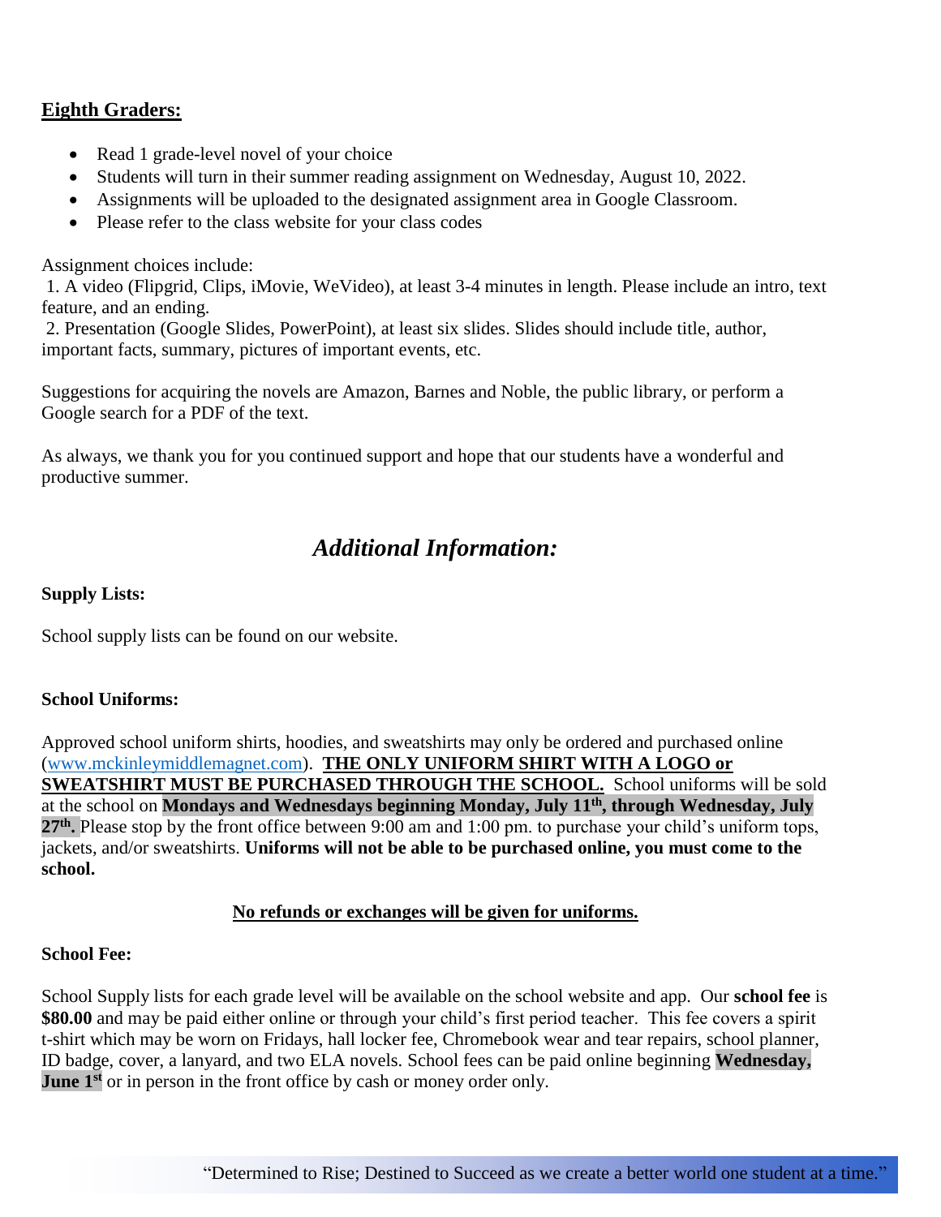## Eighth Graders:

- Read 1 grade-level novel of your choice
- Students will turn in their summer reading assignment on Wednesday, August 10, 2022.
- Assignments will be uploaded to the designated assignment area in Google Classroom.
- Please refer to the class website for your class codes

Assignment choices include:

1. A video (Flipgrid, Clips, iMovie, WeVideo), at least 3-4 minutes in length. Please include an intro, text feature, and an ending.
2. Presentation (Google Slides, PowerPoint), at least six slides. Slides should include title, author, important facts, summary, pictures of important events, etc.

Suggestions for acquiring the novels are Amazon, Barnes and Noble, the public library, or perform a Google search for a PDF of the text.

As always, we thank you for you continued support and hope that our students have a wonderful and productive summer.

# *Additional Information:*

**Supply Lists:**

School supply lists can be found on our website.

**School Uniforms:**

Approved school uniform shirts, hoodies, and sweatshirts may only be ordered and purchased online (www.mckinleymiddlemagnet.com). **THE ONLY UNIFORM SHIRT WITH A LOGO or SWEATSHIRT MUST BE PURCHASED THROUGH THE SCHOOL.** School uniforms will be sold at the school on **Mondays and Wednesdays beginning Monday, July 11th, through Wednesday, July 27th.** Please stop by the front office between 9:00 am and 1:00 pm. to purchase your child's uniform tops, jackets, and/or sweatshirts. **Uniforms will not be able to be purchased online, you must come to the school.**

**No refunds or exchanges will be given for uniforms.**

**School Fee:**

School Supply lists for each grade level will be available on the school website and app. Our **school fee** is **$80.00** and may be paid either online or through your child's first period teacher. This fee covers a spirit t-shirt which may be worn on Fridays, hall locker fee, Chromebook wear and tear repairs, school planner, ID badge, cover, a lanyard, and two ELA novels. School fees can be paid online beginning **Wednesday, June 1st** or in person in the front office by cash or money order only.

"Determined to Rise; Destined to Succeed as we create a better world one student at a time."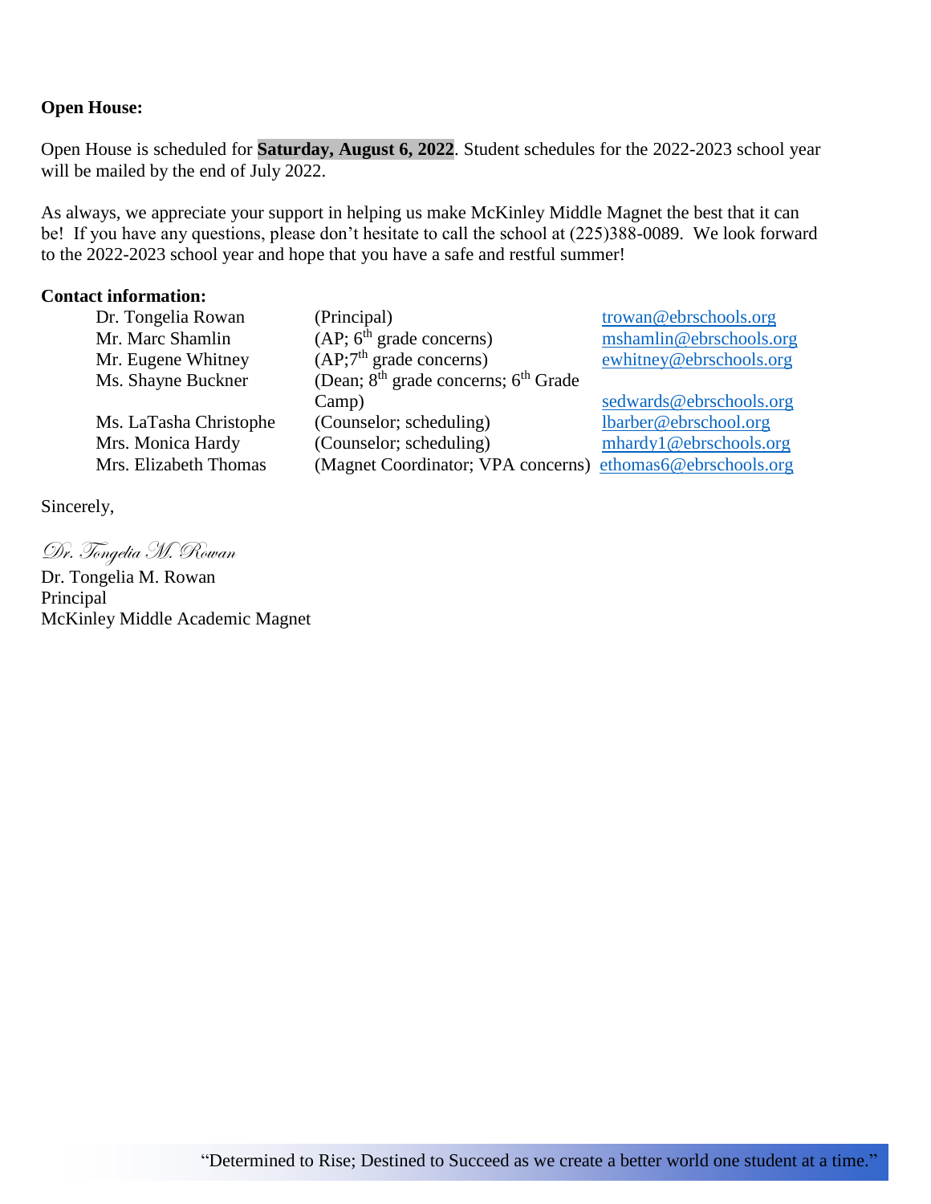**Open House:**

Open House is scheduled for **Saturday, August 6, 2022**. Student schedules for the 2022-2023 school year will be mailed by the end of July 2022.

As always, we appreciate your support in helping us make McKinley Middle Magnet the best that it can be! If you have any questions, please don't hesitate to call the school at (225)388-0089. We look forward to the 2022-2023 school year and hope that you have a safe and restful summer!

**Contact information:**

| | | |
|---|---|---|
| Dr. Tongelia Rowan | (Principal) | trowan@ebrschools.org |
| Mr. Marc Shamlin | (AP; 6th grade concerns) | mshamlin@ebrschools.org |
| Mr. Eugene Whitney | (AP;7th grade concerns) | ewhitney@ebrschools.org |
| Ms. Shayne Buckner | (Dean; 8th grade concerns; 6th Grade Camp) | sedwards@ebrschools.org |
| Ms. LaTasha Christophe | (Counselor; scheduling) | lbarber@ebrschool.org |
| Mrs. Monica Hardy | (Counselor; scheduling) | mhardy1@ebrschools.org |
| Mrs. Elizabeth Thomas | (Magnet Coordinator; VPA concerns) | ethomas6@ebrschools.org |

Sincerely,

*Dr. Tongelia M. Rowan*

Dr. Tongelia M. Rowan
Principal
McKinley Middle Academic Magnet

"Determined to Rise; Destined to Succeed as we create a better world one student at a time."